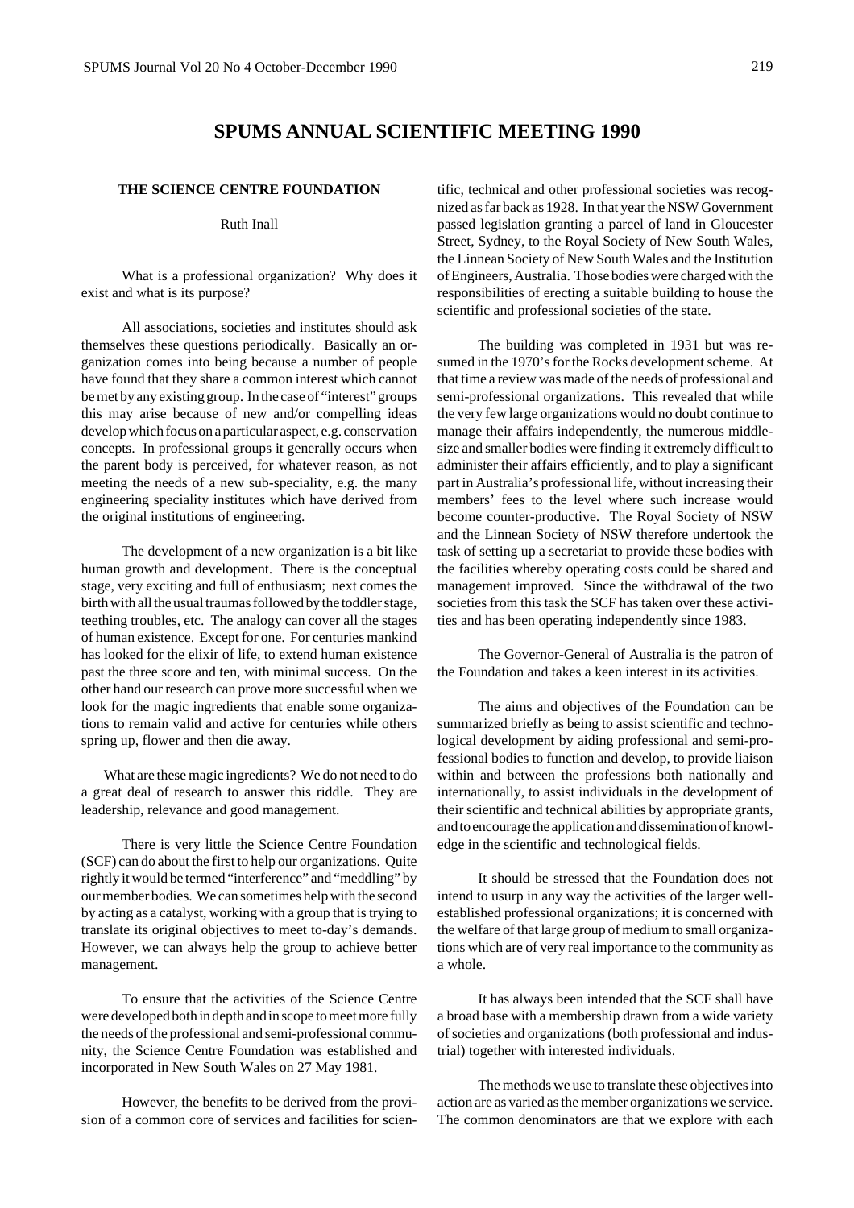# SPUMS ANNUAL SCIENTIFIC MEETING 1990

## THE SCIENCE CENTRE FOUNDATION

Ruth Inall

What is a professional organization? Why does it exist and what is its purpose?

All associations, societies and institutes should ask themselves these questions periodically. Basically an organization comes into being because a number of people have found that they share a common interest which cannot be met by any existing group. In the case of "interest" groups this may arise because of new and/or compelling ideas develop which focus on a particular aspect, e.g. conservation concepts. In professional groups it generally occurs when the parent body is perceived, for whatever reason, as not meeting the needs of a new sub-speciality, e.g. the many engineering speciality institutes which have derived from the original institutions of engineering.

The development of a new organization is a bit like human growth and development. There is the conceptual stage, very exciting and full of enthusiasm; next comes the birth with all the usual traumas followed by the toddler stage, teething troubles, etc. The analogy can cover all the stages of human existence. Except for one. For centuries mankind has looked for the elixir of life, to extend human existence past the three score and ten, with minimal success. On the other hand our research can prove more successful when we look for the magic ingredients that enable some organizations to remain valid and active for centuries while others spring up, flower and then die away.

What are these magic ingredients? We do not need to do a great deal of research to answer this riddle. They are leadership, relevance and good management.

There is very little the Science Centre Foundation (SCF) can do about the first to help our organizations. Quite rightly it would be termed "interference" and "meddling" by our member bodies. We can sometimes help with the second by acting as a catalyst, working with a group that is trying to translate its original objectives to meet to-day's demands. However, we can always help the group to achieve better management.

To ensure that the activities of the Science Centre were developed both in depth and in scope to meet more fully the needs of the professional and semi-professional community, the Science Centre Foundation was established and incorporated in New South Wales on 27 May 1981.

However, the benefits to be derived from the provision of a common core of services and facilities for scientific, technical and other professional societies was recognized as far back as 1928. In that year the NSW Government passed legislation granting a parcel of land in Gloucester Street, Sydney, to the Royal Society of New South Wales, the Linnean Society of New South Wales and the Institution of Engineers, Australia. Those bodies were charged with the responsibilities of erecting a suitable building to house the scientific and professional societies of the state.

The building was completed in 1931 but was resumed in the 1970's for the Rocks development scheme. At that time a review was made of the needs of professional and semi-professional organizations. This revealed that while the very few large organizations would no doubt continue to manage their affairs independently, the numerous middle-size and smaller bodies were finding it extremely difficult to administer their affairs efficiently, and to play a significant part in Australia's professional life, without increasing their members' fees to the level where such increase would become counter-productive. The Royal Society of NSW and the Linnean Society of NSW therefore undertook the task of setting up a secretariat to provide these bodies with the facilities whereby operating costs could be shared and management improved. Since the withdrawal of the two societies from this task the SCF has taken over these activities and has been operating independently since 1983.

The Governor-General of Australia is the patron of the Foundation and takes a keen interest in its activities.

The aims and objectives of the Foundation can be summarized briefly as being to assist scientific and technological development by aiding professional and semi-professional bodies to function and develop, to provide liaison within and between the professions both nationally and internationally, to assist individuals in the development of their scientific and technical abilities by appropriate grants, and to encourage the application and dissemination of knowledge in the scientific and technological fields.

It should be stressed that the Foundation does not intend to usurp in any way the activities of the larger well-established professional organizations; it is concerned with the welfare of that large group of medium to small organizations which are of very real importance to the community as a whole.

It has always been intended that the SCF shall have a broad base with a membership drawn from a wide variety of societies and organizations (both professional and industrial) together with interested individuals.

The methods we use to translate these objectives into action are as varied as the member organizations we service. The common denominators are that we explore with each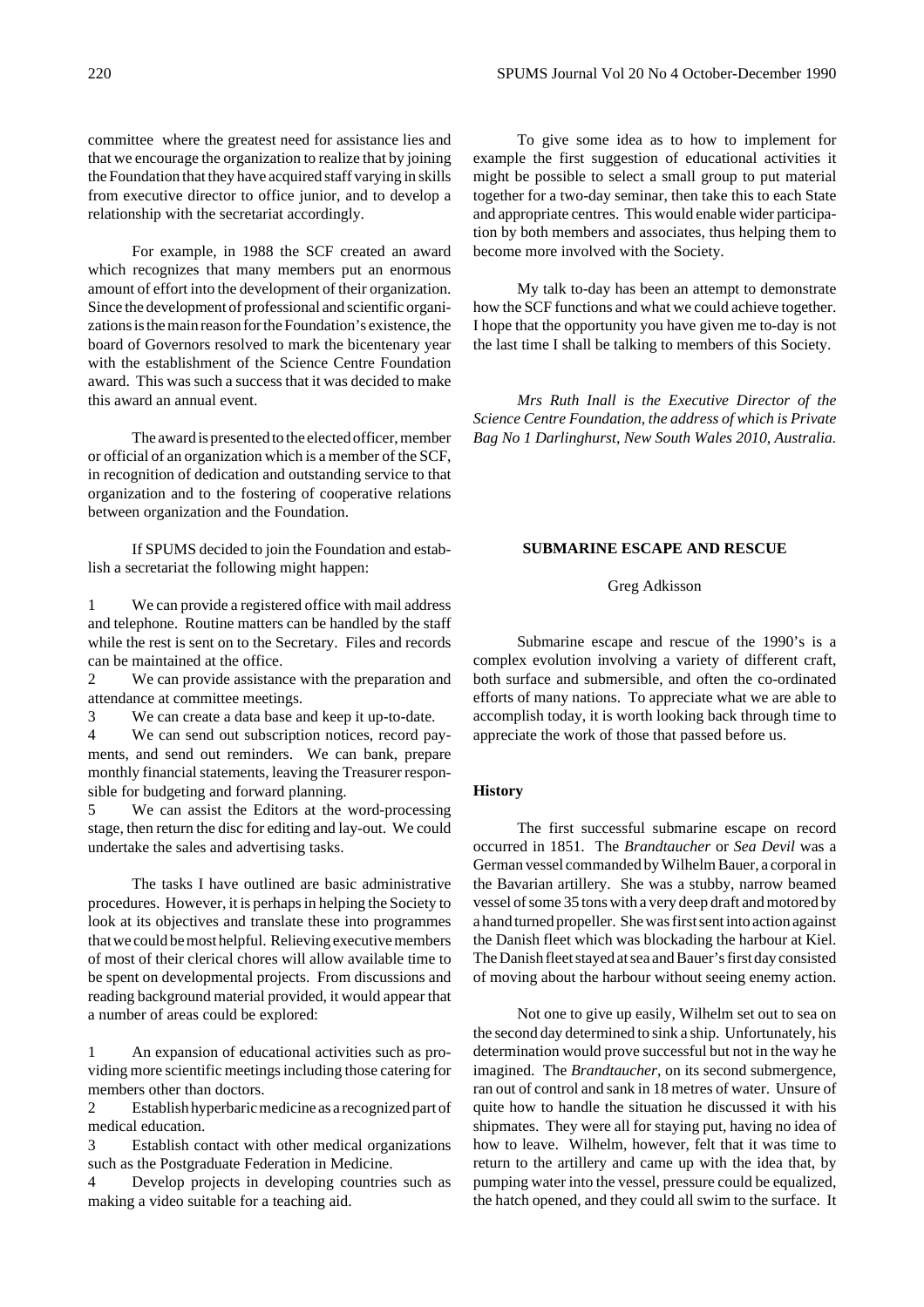committee where the greatest need for assistance lies and that we encourage the organization to realize that by joining the Foundation that they have acquired staff varying in skills from executive director to office junior, and to develop a relationship with the secretariat accordingly.

For example, in 1988 the SCF created an award which recognizes that many members put an enormous amount of effort into the development of their organization. Since the development of professional and scientific organizations is the main reason for the Foundation's existence, the board of Governors resolved to mark the bicentenary year with the establishment of the Science Centre Foundation award. This was such a success that it was decided to make this award an annual event.

The award is presented to the elected officer, member or official of an organization which is a member of the SCF, in recognition of dedication and outstanding service to that organization and to the fostering of cooperative relations between organization and the Foundation.

If SPUMS decided to join the Foundation and establish a secretariat the following might happen:

1 We can provide a registered office with mail address and telephone. Routine matters can be handled by the staff while the rest is sent on to the Secretary. Files and records can be maintained at the office.
2 We can provide assistance with the preparation and attendance at committee meetings.
3 We can create a data base and keep it up-to-date.
4 We can send out subscription notices, record payments, and send out reminders. We can bank, prepare monthly financial statements, leaving the Treasurer responsible for budgeting and forward planning.
5 We can assist the Editors at the word-processing stage, then return the disc for editing and lay-out. We could undertake the sales and advertising tasks.

The tasks I have outlined are basic administrative procedures. However, it is perhaps in helping the Society to look at its objectives and translate these into programmes that we could be most helpful. Relieving executive members of most of their clerical chores will allow available time to be spent on developmental projects. From discussions and reading background material provided, it would appear that a number of areas could be explored:

1 An expansion of educational activities such as providing more scientific meetings including those catering for members other than doctors.
2 Establish hyperbaric medicine as a recognized part of medical education.
3 Establish contact with other medical organizations such as the Postgraduate Federation in Medicine.
4 Develop projects in developing countries such as making a video suitable for a teaching aid.

To give some idea as to how to implement for example the first suggestion of educational activities it might be possible to select a small group to put material together for a two-day seminar, then take this to each State and appropriate centres. This would enable wider participation by both members and associates, thus helping them to become more involved with the Society.

My talk to-day has been an attempt to demonstrate how the SCF functions and what we could achieve together. I hope that the opportunity you have given me to-day is not the last time I shall be talking to members of this Society.

*Mrs Ruth Inall is the Executive Director of the Science Centre Foundation, the address of which is Private Bag No 1 Darlinghurst, New South Wales 2010, Australia.*

## SUBMARINE ESCAPE AND RESCUE

Greg Adkisson

Submarine escape and rescue of the 1990's is a complex evolution involving a variety of different craft, both surface and submersible, and often the co-ordinated efforts of many nations. To appreciate what we are able to accomplish today, it is worth looking back through time to appreciate the work of those that passed before us.

### History

The first successful submarine escape on record occurred in 1851. The *Brandtaucher* or *Sea Devil* was a German vessel commanded by Wilhelm Bauer, a corporal in the Bavarian artillery. She was a stubby, narrow beamed vessel of some 35 tons with a very deep draft and motored by a hand turned propeller. She was first sent into action against the Danish fleet which was blockading the harbour at Kiel. The Danish fleet stayed at sea and Bauer's first day consisted of moving about the harbour without seeing enemy action.

Not one to give up easily, Wilhelm set out to sea on the second day determined to sink a ship. Unfortunately, his determination would prove successful but not in the way he imagined. The *Brandtaucher*, on its second submergence, ran out of control and sank in 18 metres of water. Unsure of quite how to handle the situation he discussed it with his shipmates. They were all for staying put, having no idea of how to leave. Wilhelm, however, felt that it was time to return to the artillery and came up with the idea that, by pumping water into the vessel, pressure could be equalized, the hatch opened, and they could all swim to the surface. It